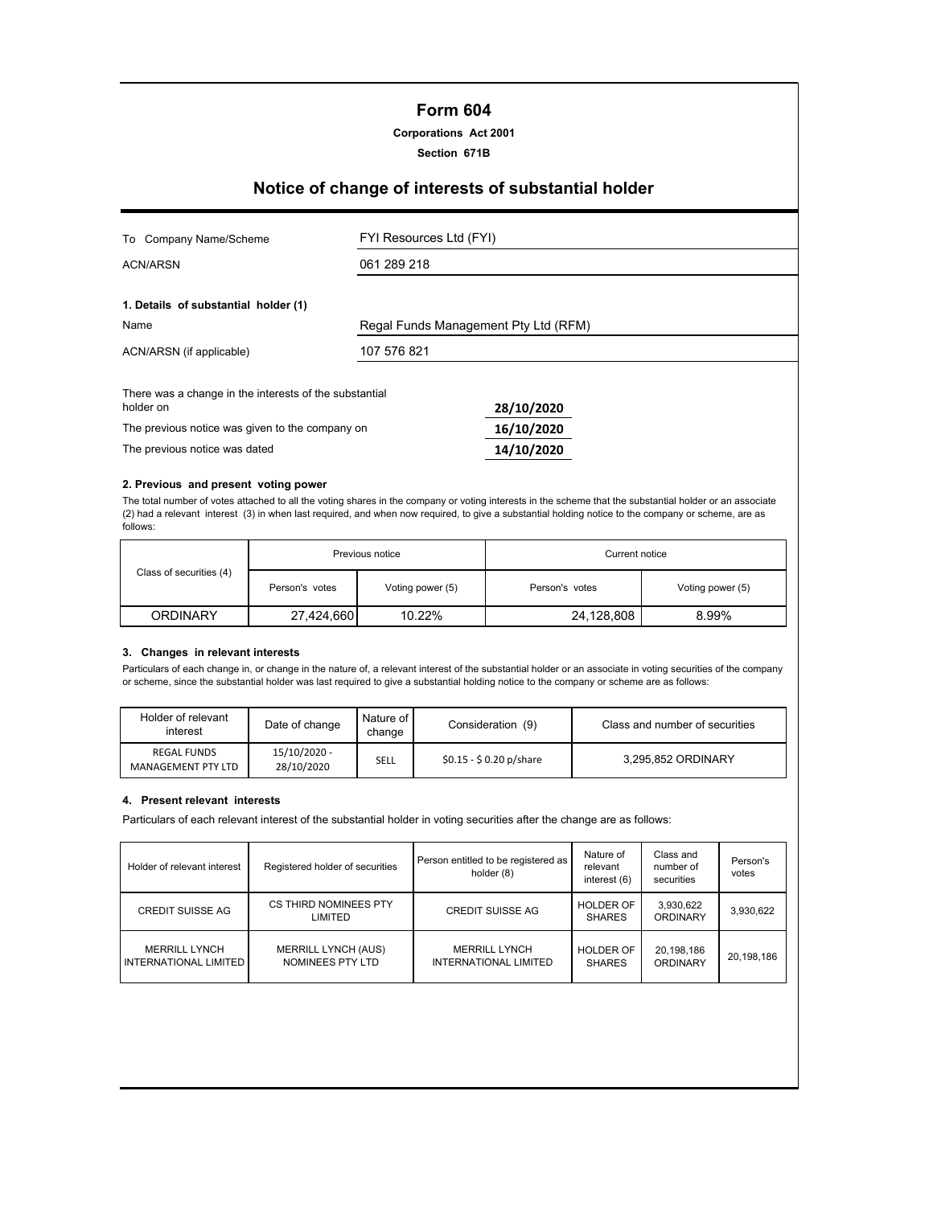# Form 604

**Corporations Act 2001**

**Section 671B**

## Notice of change of interests of substantial holder

| | |
|---|---|
| To Company Name/Scheme | FYI Resources Ltd (FYI) |
| ACN/ARSN | 061 289 218 |

**1. Details of substantial holder (1)**

| | |
|---|---|
| Name | Regal Funds Management Pty Ltd (RFM) |
| ACN/ARSN (if applicable) | 107 576 821 |

| | |
|---|---|
| There was a change in the interests of the substantial holder on | 28/10/2020 |
| The previous notice was given to the company on | 16/10/2020 |
| The previous notice was dated | 14/10/2020 |

**2. Previous and present voting power**

The total number of votes attached to all the voting shares in the company or voting interests in the scheme that the substantial holder or an associate (2) had a relevant interest (3) in when last required, and when now required, to give a substantial holding notice to the company or scheme, are as follows:

| Class of securities (4) | Previous notice | | Current notice | |
|---|---|---|---|---|
| | Person's votes | Voting power (5) | Person's votes | Voting power (5) |
| ORDINARY | 27,424,660 | 10.22% | 24,128,808 | 8.99% |

**3. Changes in relevant interests**

Particulars of each change in, or change in the nature of, a relevant interest of the substantial holder or an associate in voting securities of the company or scheme, since the substantial holder was last required to give a substantial holding notice to the company or scheme are as follows:

| Holder of relevant interest | Date of change | Nature of change | Consideration (9) | Class and number of securities |
|---|---|---|---|---|
| REGAL FUNDS MANAGEMENT PTY LTD | 15/10/2020 - 28/10/2020 | SELL | $0.15 - $ 0.20 p/share | 3,295,852 ORDINARY |

**4. Present relevant interests**

Particulars of each relevant interest of the substantial holder in voting securities after the change are as follows:

| Holder of relevant interest | Registered holder of securities | Person entitled to be registered as holder (8) | Nature of relevant interest (6) | Class and number of securities | Person's votes |
|---|---|---|---|---|---|
| CREDIT SUISSE AG | CS THIRD NOMINEES PTY LIMITED | CREDIT SUISSE AG | HOLDER OF SHARES | 3,930,622 ORDINARY | 3,930,622 |
| MERRILL LYNCH INTERNATIONAL LIMITED | MERRILL LYNCH (AUS) NOMINEES PTY LTD | MERRILL LYNCH INTERNATIONAL LIMITED | HOLDER OF SHARES | 20,198,186 ORDINARY | 20,198,186 |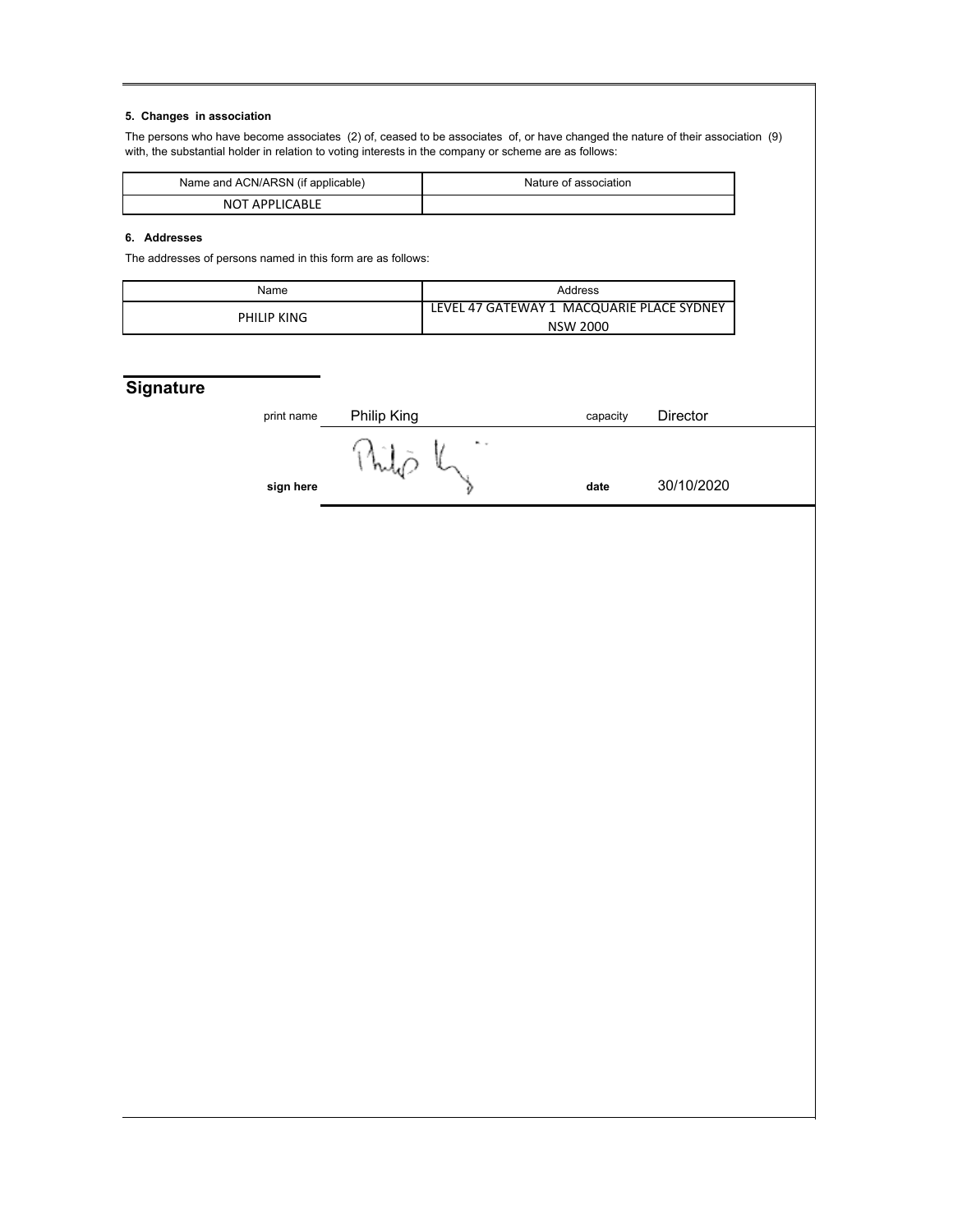#### 5. Changes in association

The persons who have become associates (2) of, ceased to be associates of, or have changed the nature of their association (9) with, the substantial holder in relation to voting interests in the company or scheme are as follows:

| Name and ACN/ARSN (if applicable) | Nature of association |
|---|---|
| NOT APPLICABLE | |

#### 6. Addresses

The addresses of persons named in this form are as follows:

| Name | Address |
|---|---|
| PHILIP KING | LEVEL 47 GATEWAY 1 MACQUARIE PLACE SYDNEY NSW 2000 |

## Signature

| | | | |
|---|---|---|---|
| print name | Philip King | capacity | Director |
| **sign here** | | **date** | 30/10/2020 |